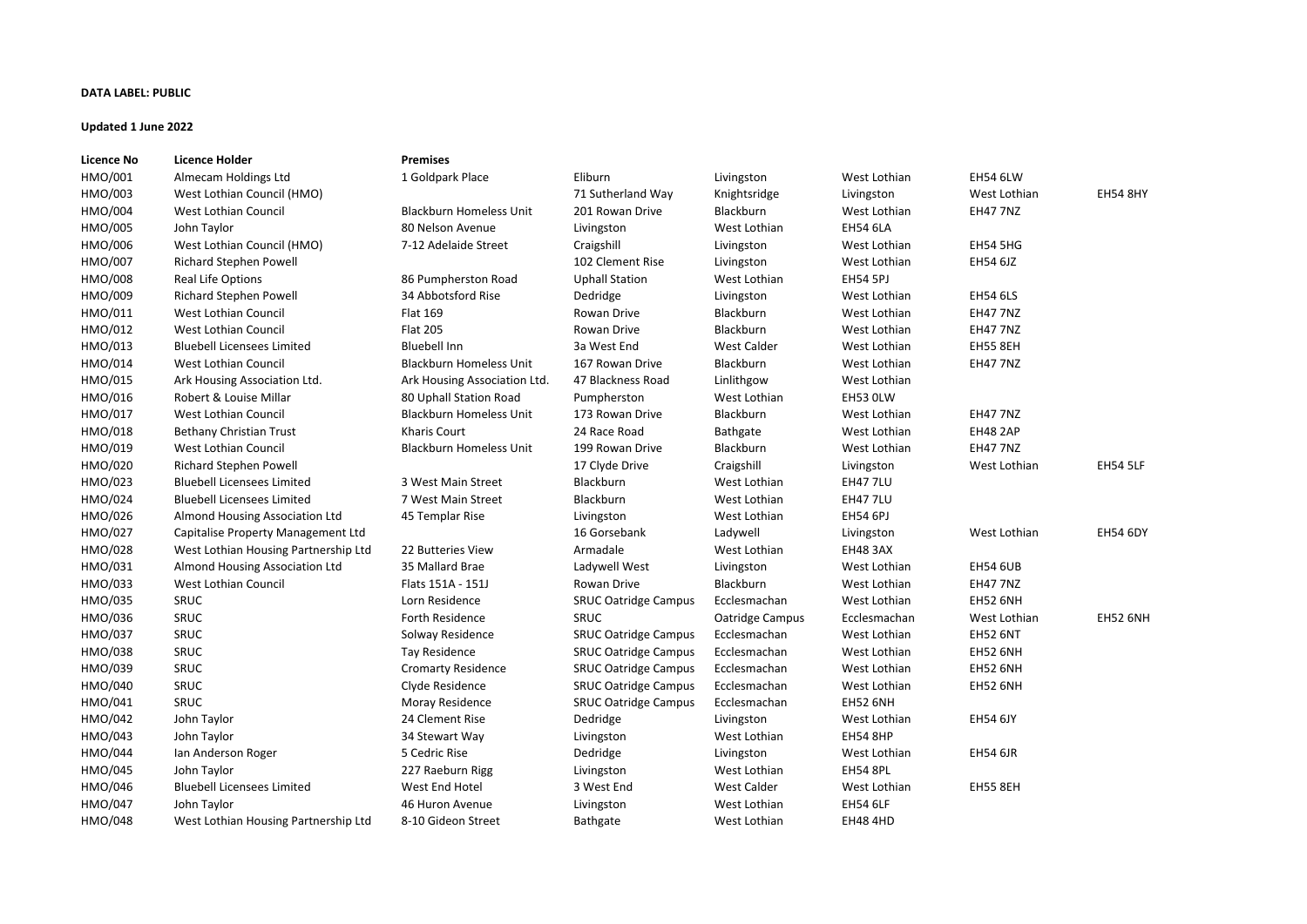**DATA LABEL: PUBLIC**

**Updated 1 June 2022**

| Licence No | Licence Holder | Premises | | | | | |
|---|---|---|---|---|---|---|---|
| HMO/001 | Almecam Holdings Ltd | 1 Goldpark Place | Eliburn | Livingston | West Lothian | EH54 6LW | |
| HMO/003 | West Lothian Council (HMO) | | 71 Sutherland Way | Knightsridge | Livingston | West Lothian | EH54 8HY |
| HMO/004 | West Lothian Council | Blackburn Homeless Unit | 201 Rowan Drive | Blackburn | West Lothian | EH47 7NZ | |
| HMO/005 | John Taylor | 80 Nelson Avenue | Livingston | West Lothian | EH54 6LA | | |
| HMO/006 | West Lothian Council (HMO) | 7-12 Adelaide Street | Craigshill | Livingston | West Lothian | EH54 5HG | |
| HMO/007 | Richard Stephen Powell | | 102 Clement Rise | Livingston | West Lothian | EH54 6JZ | |
| HMO/008 | Real Life Options | 86 Pumpherston Road | Uphall Station | West Lothian | EH54 5PJ | | |
| HMO/009 | Richard Stephen Powell | 34 Abbotsford Rise | Dedridge | Livingston | West Lothian | EH54 6LS | |
| HMO/011 | West Lothian Council | Flat 169 | Rowan Drive | Blackburn | West Lothian | EH47 7NZ | |
| HMO/012 | West Lothian Council | Flat 205 | Rowan Drive | Blackburn | West Lothian | EH47 7NZ | |
| HMO/013 | Bluebell Licensees Limited | Bluebell Inn | 3a West End | West Calder | West Lothian | EH55 8EH | |
| HMO/014 | West Lothian Council | Blackburn Homeless Unit | 167 Rowan Drive | Blackburn | West Lothian | EH47 7NZ | |
| HMO/015 | Ark Housing Association Ltd. | Ark Housing Association Ltd. | 47 Blackness Road | Linlithgow | West Lothian | | |
| HMO/016 | Robert & Louise Millar | 80 Uphall Station Road | Pumpherston | West Lothian | EH53 0LW | | |
| HMO/017 | West Lothian Council | Blackburn Homeless Unit | 173 Rowan Drive | Blackburn | West Lothian | EH47 7NZ | |
| HMO/018 | Bethany Christian Trust | Kharis Court | 24 Race Road | Bathgate | West Lothian | EH48 2AP | |
| HMO/019 | West Lothian Council | Blackburn Homeless Unit | 199 Rowan Drive | Blackburn | West Lothian | EH47 7NZ | |
| HMO/020 | Richard Stephen Powell | | 17 Clyde Drive | Craigshill | Livingston | West Lothian | EH54 5LF |
| HMO/023 | Bluebell Licensees Limited | 3 West Main Street | Blackburn | West Lothian | EH47 7LU | | |
| HMO/024 | Bluebell Licensees Limited | 7 West Main Street | Blackburn | West Lothian | EH47 7LU | | |
| HMO/026 | Almond Housing Association Ltd | 45 Templar Rise | Livingston | West Lothian | EH54 6PJ | | |
| HMO/027 | Capitalise Property Management Ltd | | 16 Gorsebank | Ladywell | Livingston | West Lothian | EH54 6DY |
| HMO/028 | West Lothian Housing Partnership Ltd | 22 Butteries View | Armadale | West Lothian | EH48 3AX | | |
| HMO/031 | Almond Housing Association Ltd | 35 Mallard Brae | Ladywell West | Livingston | West Lothian | EH54 6UB | |
| HMO/033 | West Lothian Council | Flats 151A - 151J | Rowan Drive | Blackburn | West Lothian | EH47 7NZ | |
| HMO/035 | SRUC | Lorn Residence | SRUC Oatridge Campus | Ecclesmachan | West Lothian | EH52 6NH | |
| HMO/036 | SRUC | Forth Residence | SRUC | Oatridge Campus | Ecclesmachan | West Lothian | EH52 6NH |
| HMO/037 | SRUC | Solway Residence | SRUC Oatridge Campus | Ecclesmachan | West Lothian | EH52 6NT | |
| HMO/038 | SRUC | Tay Residence | SRUC Oatridge Campus | Ecclesmachan | West Lothian | EH52 6NH | |
| HMO/039 | SRUC | Cromarty Residence | SRUC Oatridge Campus | Ecclesmachan | West Lothian | EH52 6NH | |
| HMO/040 | SRUC | Clyde Residence | SRUC Oatridge Campus | Ecclesmachan | West Lothian | EH52 6NH | |
| HMO/041 | SRUC | Moray Residence | SRUC Oatridge Campus | Ecclesmachan | EH52 6NH | | |
| HMO/042 | John Taylor | 24 Clement Rise | Dedridge | Livingston | West Lothian | EH54 6JY | |
| HMO/043 | John Taylor | 34 Stewart Way | Livingston | West Lothian | EH54 8HP | | |
| HMO/044 | Ian Anderson Roger | 5 Cedric Rise | Dedridge | Livingston | West Lothian | EH54 6JR | |
| HMO/045 | John Taylor | 227 Raeburn Rigg | Livingston | West Lothian | EH54 8PL | | |
| HMO/046 | Bluebell Licensees Limited | West End Hotel | 3 West End | West Calder | West Lothian | EH55 8EH | |
| HMO/047 | John Taylor | 46 Huron Avenue | Livingston | West Lothian | EH54 6LF | | |
| HMO/048 | West Lothian Housing Partnership Ltd | 8-10 Gideon Street | Bathgate | West Lothian | EH48 4HD | | |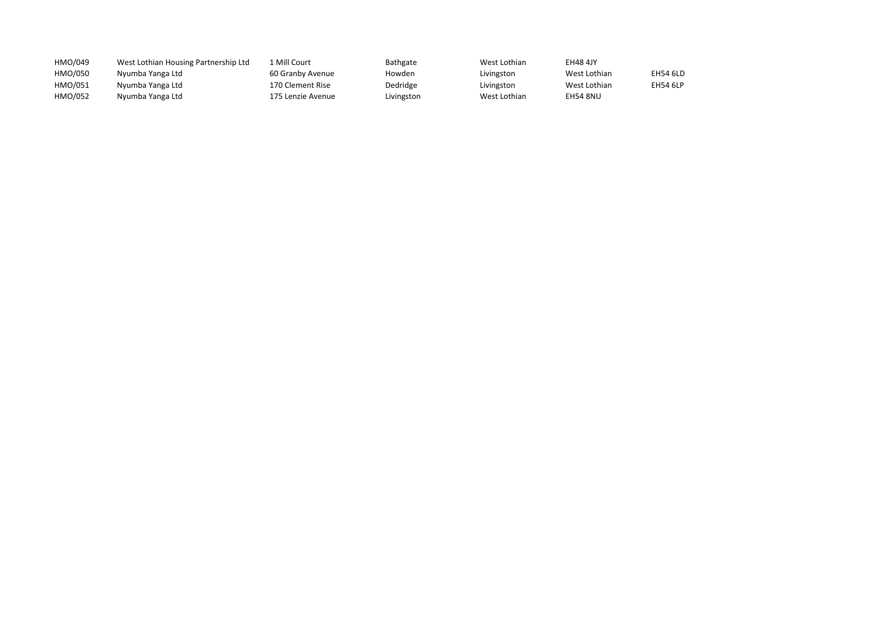| | | | | | | |
|---|---|---|---|---|---|---|
| HMO/049 | West Lothian Housing Partnership Ltd | 1 Mill Court | Bathgate | West Lothian | EH48 4JY | |
| HMO/050 | Nyumba Yanga Ltd | 60 Granby Avenue | Howden | Livingston | West Lothian | EH54 6LD |
| HMO/051 | Nyumba Yanga Ltd | 170 Clement Rise | Dedridge | Livingston | West Lothian | EH54 6LP |
| HMO/052 | Nyumba Yanga Ltd | 175 Lenzie Avenue | Livingston | West Lothian | EH54 8NU | |